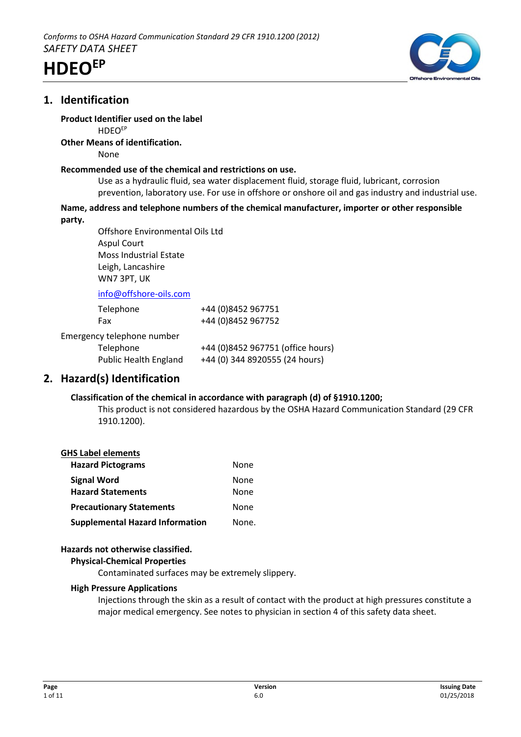*Conforms to OSHA Hazard Communication Standard 29 CFR 1910.1200 (2012)*

*SAFETY DATA SHEET*

# HDEO$^{EP}$

## 1. Identification

**Product Identifier used on the label**

HDEO$^{EP}$

**Other Means of identification.**

None

**Recommended use of the chemical and restrictions on use.**

Use as a hydraulic fluid, sea water displacement fluid, storage fluid, lubricant, corrosion prevention, laboratory use. For use in offshore or onshore oil and gas industry and industrial use.

**Name, address and telephone numbers of the chemical manufacturer, importer or other responsible party.**

Offshore Environmental Oils Ltd
Aspul Court
Moss Industrial Estate
Leigh, Lancashire
WN7 3PT, UK

info@offshore-oils.com

| | |
|---|---|
| Telephone | +44 (0)8452 967751 |
| Fax | +44 (0)8452 967752 |

Emergency telephone number

| | |
|---|---|
| Telephone | +44 (0)8452 967751 (office hours) |
| Public Health England | +44 (0) 344 8920555 (24 hours) |

## 2. Hazard(s) Identification

**Classification of the chemical in accordance with paragraph (d) of §1910.1200;**

This product is not considered hazardous by the OSHA Hazard Communication Standard (29 CFR 1910.1200).

**GHS Label elements**

| | |
|---|---|
| **Hazard Pictograms** | None |
| **Signal Word** | None |
| **Hazard Statements** | None |
| **Precautionary Statements** | None |
| **Supplemental Hazard Information** | None. |

**Hazards not otherwise classified.**

**Physical-Chemical Properties**

Contaminated surfaces may be extremely slippery.

**High Pressure Applications**

Injections through the skin as a result of contact with the product at high pressures constitute a major medical emergency. See notes to physician in section 4 of this safety data sheet.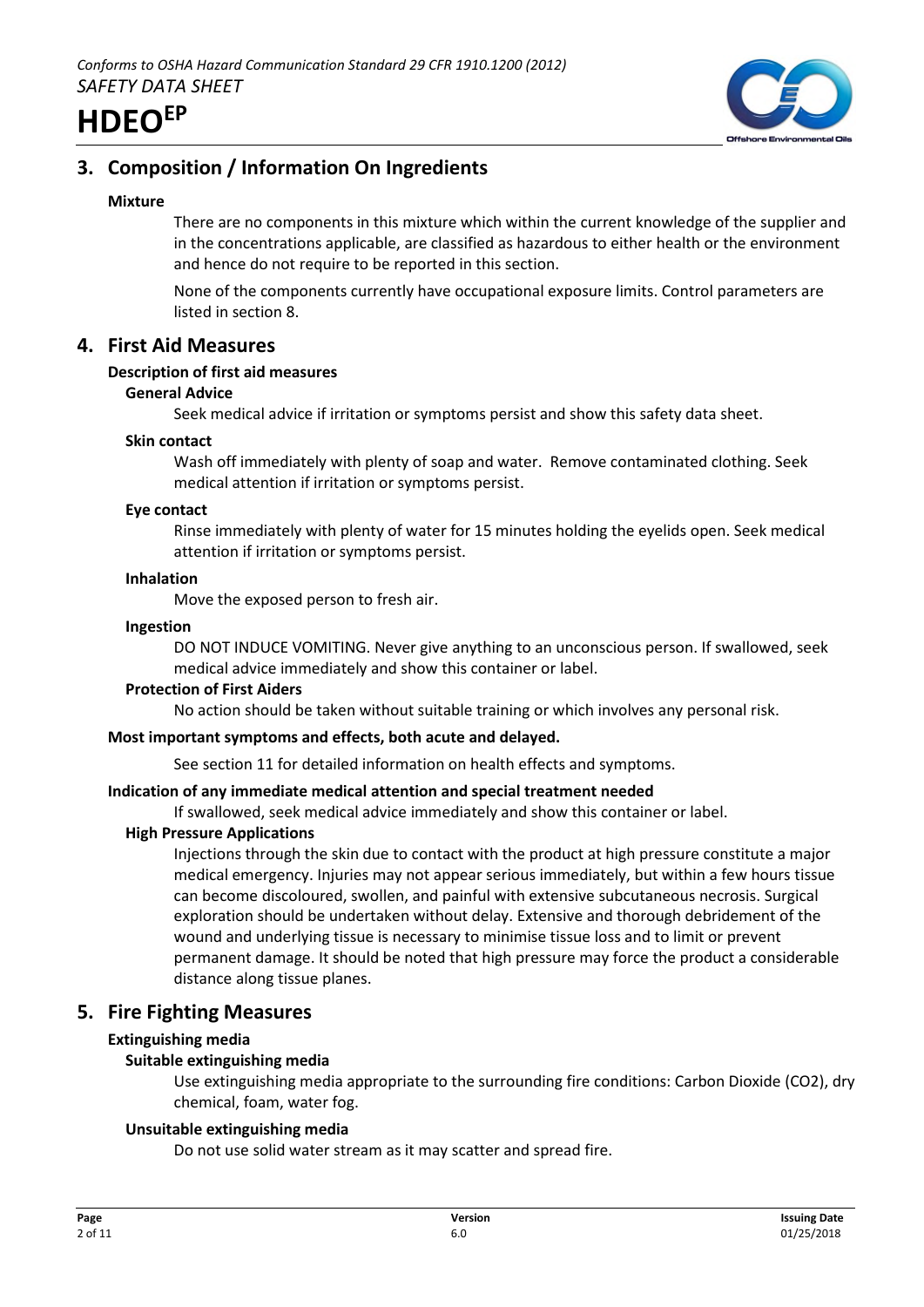## 3. Composition / Information On Ingredients

### Mixture

There are no components in this mixture which within the current knowledge of the supplier and in the concentrations applicable, are classified as hazardous to either health or the environment and hence do not require to be reported in this section.

None of the components currently have occupational exposure limits. Control parameters are listed in section 8.

## 4. First Aid Measures

### Description of first aid measures

#### General Advice

Seek medical advice if irritation or symptoms persist and show this safety data sheet.

#### Skin contact

Wash off immediately with plenty of soap and water. Remove contaminated clothing. Seek medical attention if irritation or symptoms persist.

#### Eye contact

Rinse immediately with plenty of water for 15 minutes holding the eyelids open. Seek medical attention if irritation or symptoms persist.

#### Inhalation

Move the exposed person to fresh air.

#### Ingestion

DO NOT INDUCE VOMITING. Never give anything to an unconscious person. If swallowed, seek medical advice immediately and show this container or label.

#### Protection of First Aiders

No action should be taken without suitable training or which involves any personal risk.

### Most important symptoms and effects, both acute and delayed.

See section 11 for detailed information on health effects and symptoms.

### Indication of any immediate medical attention and special treatment needed

If swallowed, seek medical advice immediately and show this container or label.

#### High Pressure Applications

Injections through the skin due to contact with the product at high pressure constitute a major medical emergency. Injuries may not appear serious immediately, but within a few hours tissue can become discoloured, swollen, and painful with extensive subcutaneous necrosis. Surgical exploration should be undertaken without delay. Extensive and thorough debridement of the wound and underlying tissue is necessary to minimise tissue loss and to limit or prevent permanent damage. It should be noted that high pressure may force the product a considerable distance along tissue planes.

## 5. Fire Fighting Measures

### Extinguishing media

#### Suitable extinguishing media

Use extinguishing media appropriate to the surrounding fire conditions: Carbon Dioxide ($CO_2$), dry chemical, foam, water fog.

#### Unsuitable extinguishing media

Do not use solid water stream as it may scatter and spread fire.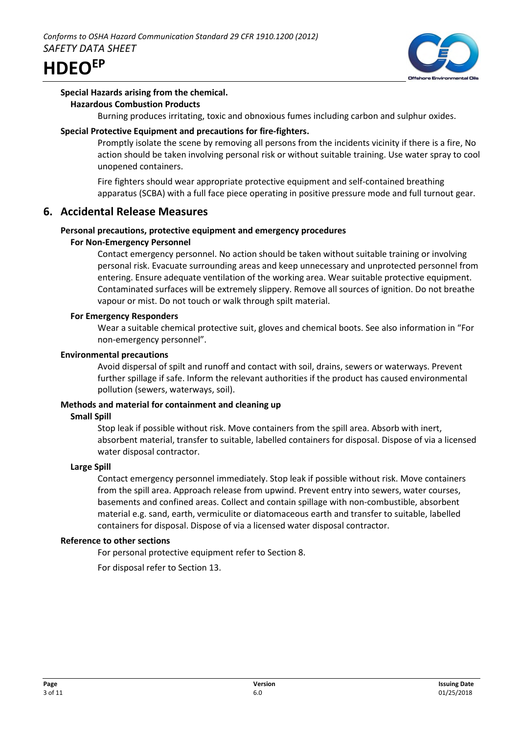**Special Hazards arising from the chemical.**

**Hazardous Combustion Products**

Burning produces irritating, toxic and obnoxious fumes including carbon and sulphur oxides.

**Special Protective Equipment and precautions for fire-fighters.**

Promptly isolate the scene by removing all persons from the incidents vicinity if there is a fire, No action should be taken involving personal risk or without suitable training. Use water spray to cool unopened containers.

Fire fighters should wear appropriate protective equipment and self-contained breathing apparatus (SCBA) with a full face piece operating in positive pressure mode and full turnout gear.

## 6. Accidental Release Measures

**Personal precautions, protective equipment and emergency procedures**

**For Non-Emergency Personnel**

Contact emergency personnel. No action should be taken without suitable training or involving personal risk. Evacuate surrounding areas and keep unnecessary and unprotected personnel from entering. Ensure adequate ventilation of the working area. Wear suitable protective equipment. Contaminated surfaces will be extremely slippery. Remove all sources of ignition. Do not breathe vapour or mist. Do not touch or walk through spilt material.

**For Emergency Responders**

Wear a suitable chemical protective suit, gloves and chemical boots. See also information in "For non-emergency personnel".

**Environmental precautions**

Avoid dispersal of spilt and runoff and contact with soil, drains, sewers or waterways. Prevent further spillage if safe. Inform the relevant authorities if the product has caused environmental pollution (sewers, waterways, soil).

**Methods and material for containment and cleaning up**

**Small Spill**

Stop leak if possible without risk. Move containers from the spill area. Absorb with inert, absorbent material, transfer to suitable, labelled containers for disposal. Dispose of via a licensed water disposal contractor.

**Large Spill**

Contact emergency personnel immediately. Stop leak if possible without risk. Move containers from the spill area. Approach release from upwind. Prevent entry into sewers, water courses, basements and confined areas. Collect and contain spillage with non-combustible, absorbent material e.g. sand, earth, vermiculite or diatomaceous earth and transfer to suitable, labelled containers for disposal. Dispose of via a licensed water disposal contractor.

**Reference to other sections**

For personal protective equipment refer to Section 8.

For disposal refer to Section 13.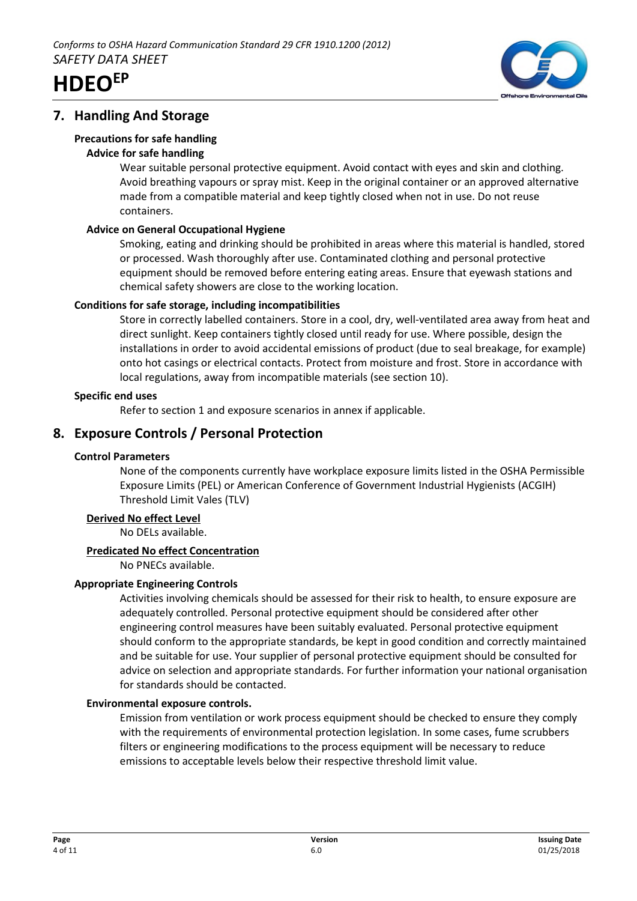## 7. Handling And Storage

### Precautions for safe handling

#### Advice for safe handling

Wear suitable personal protective equipment. Avoid contact with eyes and skin and clothing. Avoid breathing vapours or spray mist. Keep in the original container or an approved alternative made from a compatible material and keep tightly closed when not in use. Do not reuse containers.

#### Advice on General Occupational Hygiene

Smoking, eating and drinking should be prohibited in areas where this material is handled, stored or processed. Wash thoroughly after use. Contaminated clothing and personal protective equipment should be removed before entering eating areas. Ensure that eyewash stations and chemical safety showers are close to the working location.

### Conditions for safe storage, including incompatibilities

Store in correctly labelled containers. Store in a cool, dry, well-ventilated area away from heat and direct sunlight. Keep containers tightly closed until ready for use. Where possible, design the installations in order to avoid accidental emissions of product (due to seal breakage, for example) onto hot casings or electrical contacts. Protect from moisture and frost. Store in accordance with local regulations, away from incompatible materials (see section 10).

### Specific end uses

Refer to section 1 and exposure scenarios in annex if applicable.

## 8. Exposure Controls / Personal Protection

### Control Parameters

None of the components currently have workplace exposure limits listed in the OSHA Permissible Exposure Limits (PEL) or American Conference of Government Industrial Hygienists (ACGIH) Threshold Limit Vales (TLV)

#### Derived No effect Level

No DELs available.

#### Predicated No effect Concentration

No PNECs available.

### Appropriate Engineering Controls

Activities involving chemicals should be assessed for their risk to health, to ensure exposure are adequately controlled. Personal protective equipment should be considered after other engineering control measures have been suitably evaluated. Personal protective equipment should conform to the appropriate standards, be kept in good condition and correctly maintained and be suitable for use. Your supplier of personal protective equipment should be consulted for advice on selection and appropriate standards. For further information your national organisation for standards should be contacted.

### Environmental exposure controls.

Emission from ventilation or work process equipment should be checked to ensure they comply with the requirements of environmental protection legislation. In some cases, fume scrubbers filters or engineering modifications to the process equipment will be necessary to reduce emissions to acceptable levels below their respective threshold limit value.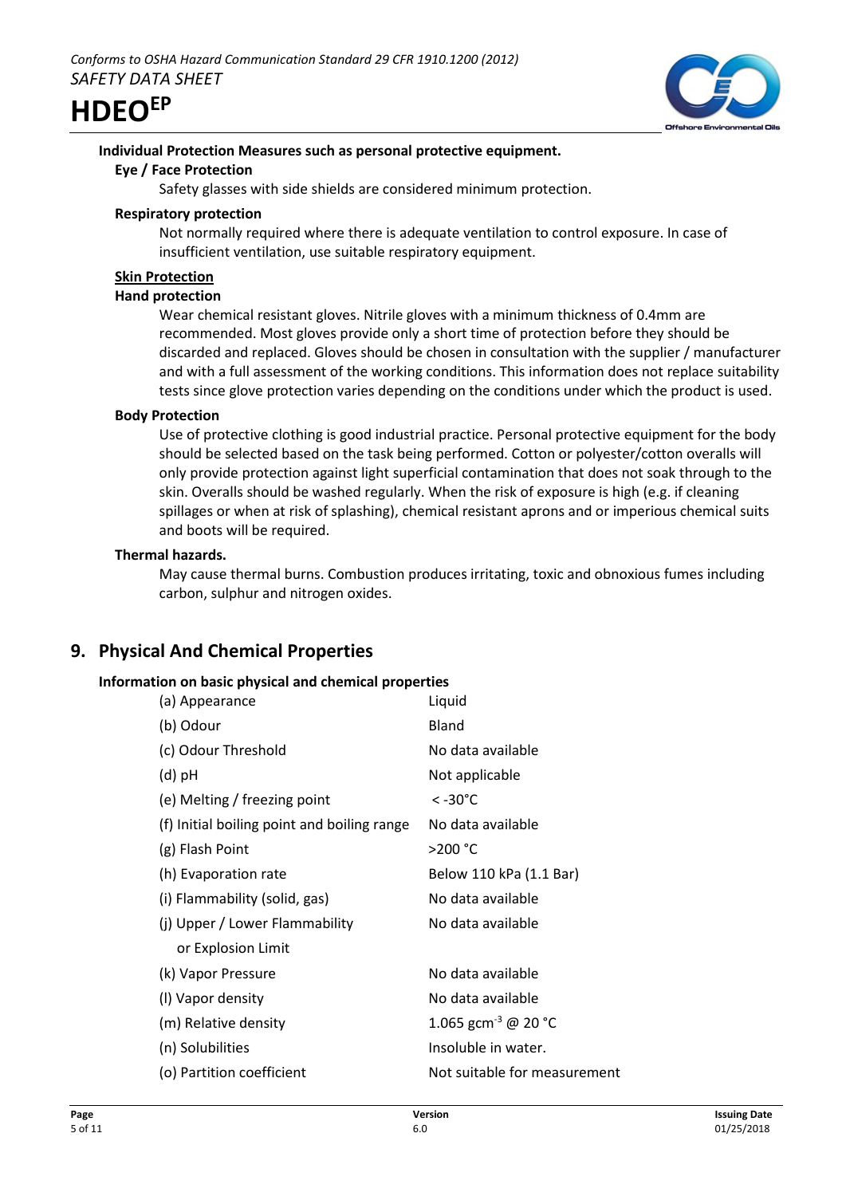#### Individual Protection Measures such as personal protective equipment.

**Eye / Face Protection**

Safety glasses with side shields are considered minimum protection.

**Respiratory protection**

Not normally required where there is adequate ventilation to control exposure. In case of insufficient ventilation, use suitable respiratory equipment.

**Skin Protection**

**Hand protection**

Wear chemical resistant gloves. Nitrile gloves with a minimum thickness of 0.4mm are recommended. Most gloves provide only a short time of protection before they should be discarded and replaced. Gloves should be chosen in consultation with the supplier / manufacturer and with a full assessment of the working conditions. This information does not replace suitability tests since glove protection varies depending on the conditions under which the product is used.

**Body Protection**

Use of protective clothing is good industrial practice. Personal protective equipment for the body should be selected based on the task being performed. Cotton or polyester/cotton overalls will only provide protection against light superficial contamination that does not soak through to the skin. Overalls should be washed regularly. When the risk of exposure is high (e.g. if cleaning spillages or when at risk of splashing), chemical resistant aprons and or imperious chemical suits and boots will be required.

**Thermal hazards.**

May cause thermal burns. Combustion produces irritating, toxic and obnoxious fumes including carbon, sulphur and nitrogen oxides.

## 9. Physical And Chemical Properties

**Information on basic physical and chemical properties**

| Property | Value |
|---|---|
| (a) Appearance | Liquid |
| (b) Odour | Bland |
| (c) Odour Threshold | No data available |
| (d) pH | Not applicable |
| (e) Melting / freezing point | < -30°C |
| (f) Initial boiling point and boiling range | No data available |
| (g) Flash Point | >200 °C |
| (h) Evaporation rate | Below 110 kPa (1.1 Bar) |
| (i) Flammability (solid, gas) | No data available |
| (j) Upper / Lower Flammability or Explosion Limit | No data available |
| (k) Vapor Pressure | No data available |
| (l) Vapor density | No data available |
| (m) Relative density | 1.065 $gcm^{-3}$ @ 20 °C |
| (n) Solubilities | Insoluble in water. |
| (o) Partition coefficient | Not suitable for measurement |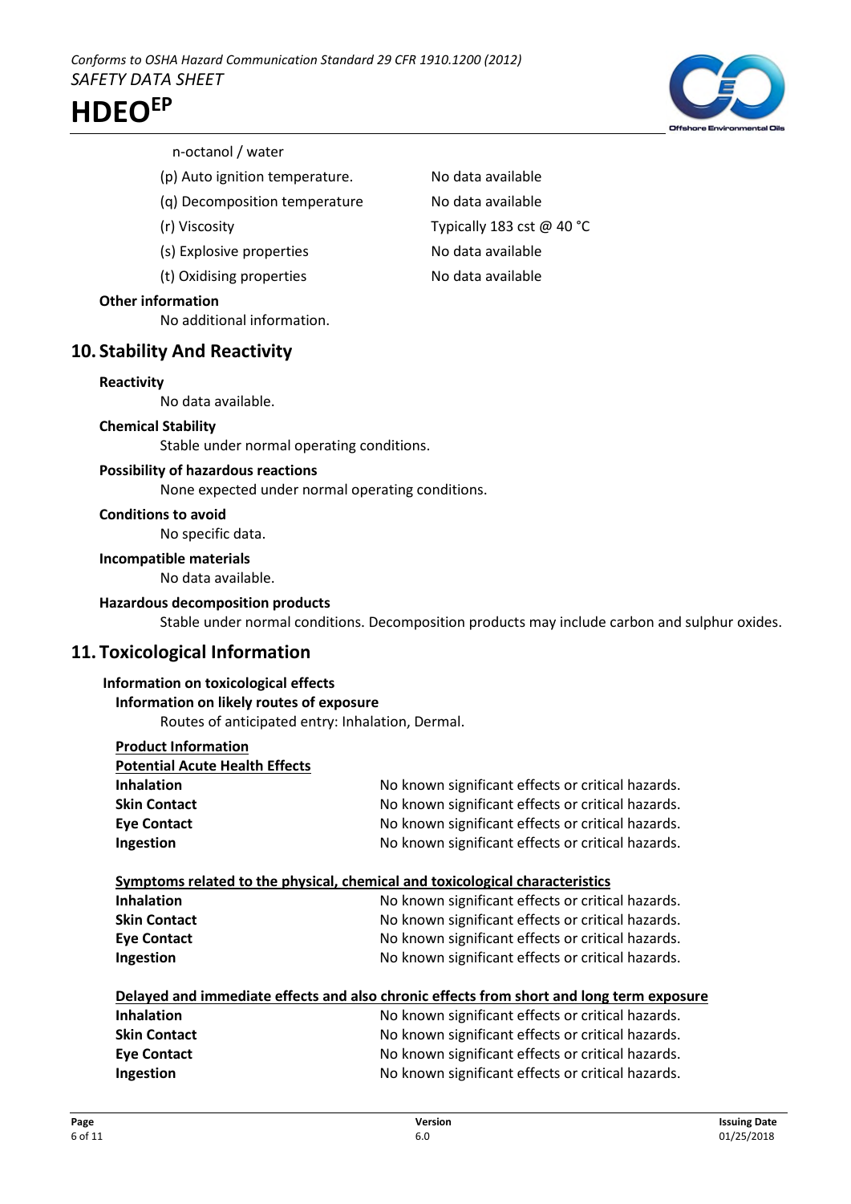n-octanol / water

| | |
|---|---|
| (p) Auto ignition temperature. | No data available |
| (q) Decomposition temperature | No data available |
| (r) Viscosity | Typically 183 cst @ 40 °C |
| (s) Explosive properties | No data available |
| (t) Oxidising properties | No data available |

**Other information**

No additional information.

## 10. Stability And Reactivity

**Reactivity**

No data available.

**Chemical Stability**

Stable under normal operating conditions.

**Possibility of hazardous reactions**

None expected under normal operating conditions.

**Conditions to avoid**

No specific data.

**Incompatible materials**

No data available.

**Hazardous decomposition products**

Stable under normal conditions. Decomposition products may include carbon and sulphur oxides.

## 11. Toxicological Information

**Information on toxicological effects**

**Information on likely routes of exposure**

Routes of anticipated entry: Inhalation, Dermal.

**Product Information**

**Potential Acute Health Effects**

| | |
|---|---|
| **Inhalation** | No known significant effects or critical hazards. |
| **Skin Contact** | No known significant effects or critical hazards. |
| **Eye Contact** | No known significant effects or critical hazards. |
| **Ingestion** | No known significant effects or critical hazards. |

**Symptoms related to the physical, chemical and toxicological characteristics**

| | |
|---|---|
| **Inhalation** | No known significant effects or critical hazards. |
| **Skin Contact** | No known significant effects or critical hazards. |
| **Eye Contact** | No known significant effects or critical hazards. |
| **Ingestion** | No known significant effects or critical hazards. |

**Delayed and immediate effects and also chronic effects from short and long term exposure**

| | |
|---|---|
| **Inhalation** | No known significant effects or critical hazards. |
| **Skin Contact** | No known significant effects or critical hazards. |
| **Eye Contact** | No known significant effects or critical hazards. |
| **Ingestion** | No known significant effects or critical hazards. |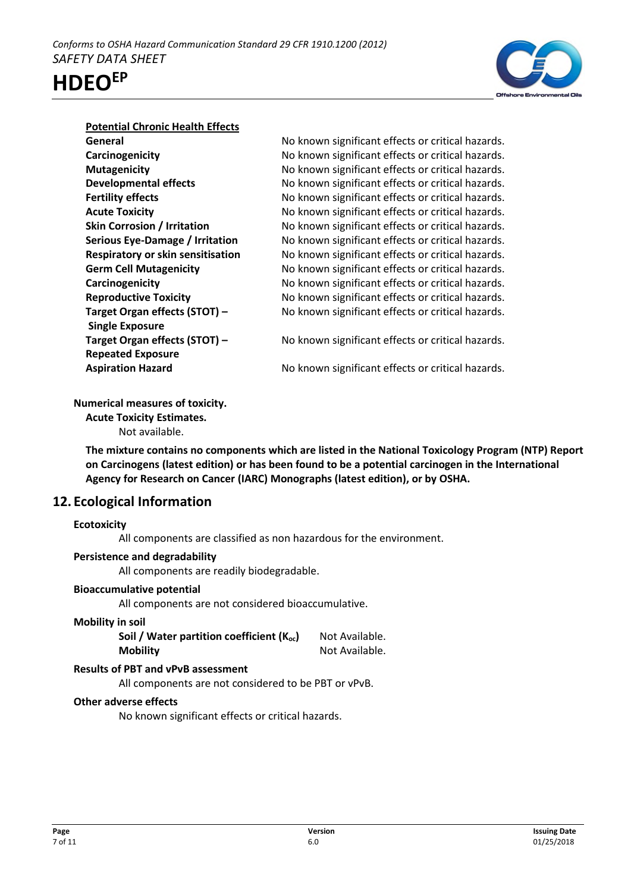**Potential Chronic Health Effects**

| | |
|---|---|
| **General** | No known significant effects or critical hazards. |
| **Carcinogenicity** | No known significant effects or critical hazards. |
| **Mutagenicity** | No known significant effects or critical hazards. |
| **Developmental effects** | No known significant effects or critical hazards. |
| **Fertility effects** | No known significant effects or critical hazards. |
| **Acute Toxicity** | No known significant effects or critical hazards. |
| **Skin Corrosion / Irritation** | No known significant effects or critical hazards. |
| **Serious Eye-Damage / Irritation** | No known significant effects or critical hazards. |
| **Respiratory or skin sensitisation** | No known significant effects or critical hazards. |
| **Germ Cell Mutagenicity** | No known significant effects or critical hazards. |
| **Carcinogenicity** | No known significant effects or critical hazards. |
| **Reproductive Toxicity** | No known significant effects or critical hazards. |
| **Target Organ effects (STOT) – Single Exposure** | No known significant effects or critical hazards. |
| **Target Organ effects (STOT) – Repeated Exposure** | No known significant effects or critical hazards. |
| **Aspiration Hazard** | No known significant effects or critical hazards. |

**Numerical measures of toxicity.**

**Acute Toxicity Estimates.**

Not available.

**The mixture contains no components which are listed in the National Toxicology Program (NTP) Report on Carcinogens (latest edition) or has been found to be a potential carcinogen in the International Agency for Research on Cancer (IARC) Monographs (latest edition), or by OSHA.**

## 12. Ecological Information

**Ecotoxicity**

All components are classified as non hazardous for the environment.

**Persistence and degradability**

All components are readily biodegradable.

**Bioaccumulative potential**

All components are not considered bioaccumulative.

**Mobility in soil**

| | |
|---|---|
| **Soil / Water partition coefficient ($K_{oc}$)** | Not Available. |
| **Mobility** | Not Available. |

**Results of PBT and vPvB assessment**

All components are not considered to be PBT or vPvB.

**Other adverse effects**

No known significant effects or critical hazards.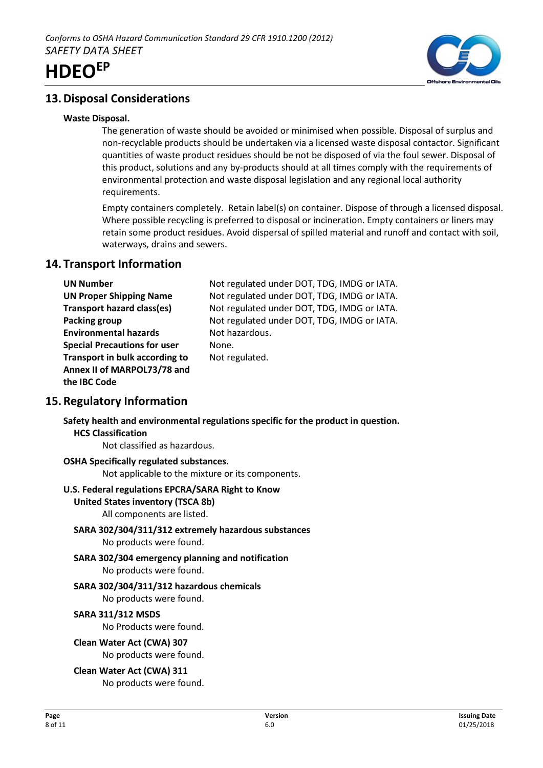## 13. Disposal Considerations

**Waste Disposal.**

The generation of waste should be avoided or minimised when possible. Disposal of surplus and non-recyclable products should be undertaken via a licensed waste disposal contactor. Significant quantities of waste product residues should be not be disposed of via the foul sewer. Disposal of this product, solutions and any by-products should at all times comply with the requirements of environmental protection and waste disposal legislation and any regional local authority requirements.

Empty containers completely. Retain label(s) on container. Dispose of through a licensed disposal. Where possible recycling is preferred to disposal or incineration. Empty containers or liners may retain some product residues. Avoid dispersal of spilled material and runoff and contact with soil, waterways, drains and sewers.

## 14. Transport Information

| | |
|---|---|
| **UN Number** | Not regulated under DOT, TDG, IMDG or IATA. |
| **UN Proper Shipping Name** | Not regulated under DOT, TDG, IMDG or IATA. |
| **Transport hazard class(es)** | Not regulated under DOT, TDG, IMDG or IATA. |
| **Packing group** | Not regulated under DOT, TDG, IMDG or IATA. |
| **Environmental hazards** | Not hazardous. |
| **Special Precautions for user** | None. |
| **Transport in bulk according to Annex II of MARPOL73/78 and the IBC Code** | Not regulated. |

## 15. Regulatory Information

**Safety health and environmental regulations specific for the product in question.**

**HCS Classification**

Not classified as hazardous.

**OSHA Specifically regulated substances.**

Not applicable to the mixture or its components.

**U.S. Federal regulations EPCRA/SARA Right to Know**

**United States inventory (TSCA 8b)**

All components are listed.

**SARA 302/304/311/312 extremely hazardous substances**

No products were found.

**SARA 302/304 emergency planning and notification**

No products were found.

**SARA 302/304/311/312 hazardous chemicals**

No products were found.

**SARA 311/312 MSDS**

No Products were found.

**Clean Water Act (CWA) 307**

No products were found.

**Clean Water Act (CWA) 311**

No products were found.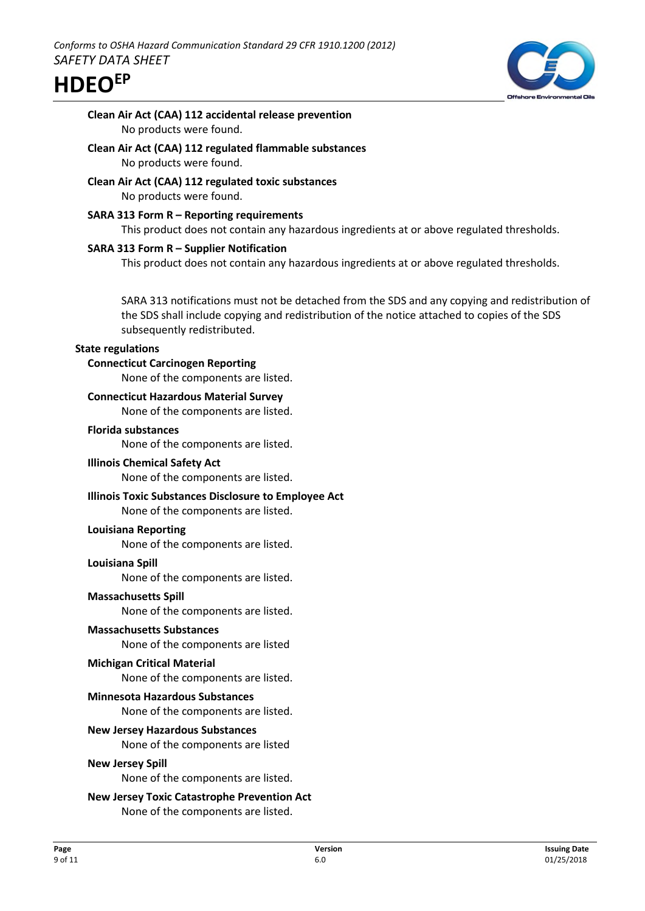**Clean Air Act (CAA) 112 accidental release prevention**

No products were found.

**Clean Air Act (CAA) 112 regulated flammable substances**

No products were found.

**Clean Air Act (CAA) 112 regulated toxic substances**

No products were found.

**SARA 313 Form R – Reporting requirements**

This product does not contain any hazardous ingredients at or above regulated thresholds.

**SARA 313 Form R – Supplier Notification**

This product does not contain any hazardous ingredients at or above regulated thresholds.

SARA 313 notifications must not be detached from the SDS and any copying and redistribution of the SDS shall include copying and redistribution of the notice attached to copies of the SDS subsequently redistributed.

**State regulations**

**Connecticut Carcinogen Reporting**

None of the components are listed.

**Connecticut Hazardous Material Survey**

None of the components are listed.

**Florida substances**

None of the components are listed.

**Illinois Chemical Safety Act**

None of the components are listed.

**Illinois Toxic Substances Disclosure to Employee Act**

None of the components are listed.

**Louisiana Reporting**

None of the components are listed.

**Louisiana Spill**

None of the components are listed.

**Massachusetts Spill**

None of the components are listed.

**Massachusetts Substances**

None of the components are listed

**Michigan Critical Material**

None of the components are listed.

**Minnesota Hazardous Substances**

None of the components are listed.

**New Jersey Hazardous Substances**

None of the components are listed

**New Jersey Spill**

None of the components are listed.

**New Jersey Toxic Catastrophe Prevention Act**

None of the components are listed.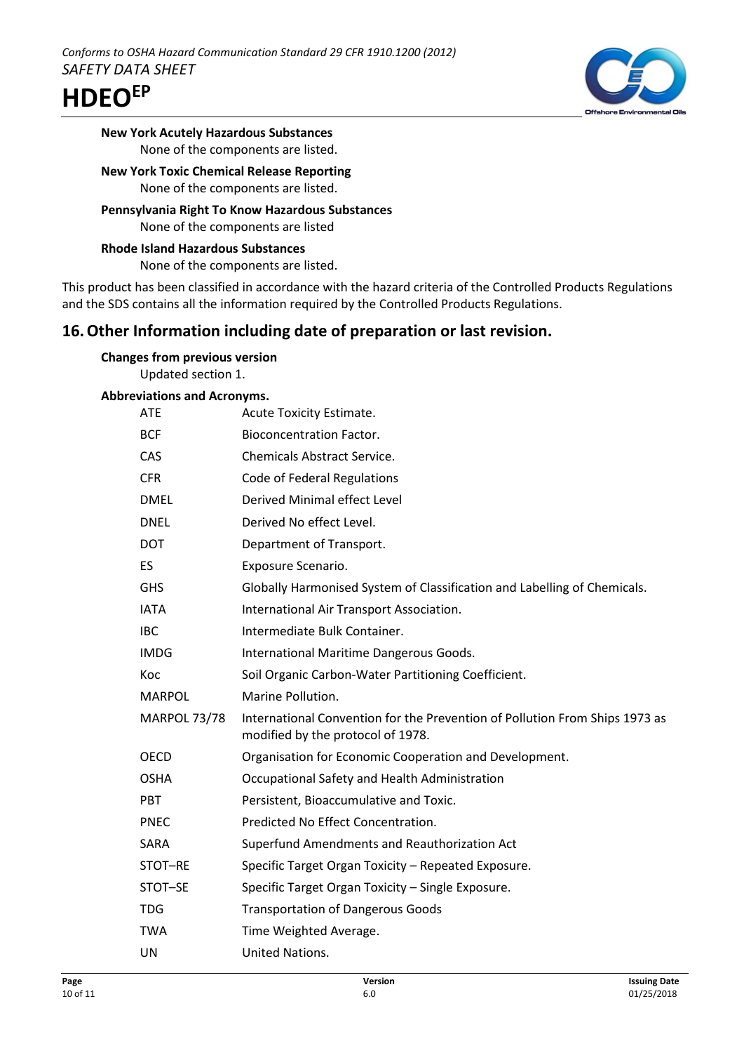**New York Acutely Hazardous Substances**

None of the components are listed.

**New York Toxic Chemical Release Reporting**

None of the components are listed.

**Pennsylvania Right To Know Hazardous Substances**

None of the components are listed

**Rhode Island Hazardous Substances**

None of the components are listed.

This product has been classified in accordance with the hazard criteria of the Controlled Products Regulations and the SDS contains all the information required by the Controlled Products Regulations.

## 16. Other Information including date of preparation or last revision.

**Changes from previous version**

Updated section 1.

**Abbreviations and Acronyms.**

| | |
|---|---|
| ATE | Acute Toxicity Estimate. |
| BCF | Bioconcentration Factor. |
| CAS | Chemicals Abstract Service. |
| CFR | Code of Federal Regulations |
| DMEL | Derived Minimal effect Level |
| DNEL | Derived No effect Level. |
| DOT | Department of Transport. |
| ES | Exposure Scenario. |
| GHS | Globally Harmonised System of Classification and Labelling of Chemicals. |
| IATA | International Air Transport Association. |
| IBC | Intermediate Bulk Container. |
| IMDG | International Maritime Dangerous Goods. |
| Koc | Soil Organic Carbon-Water Partitioning Coefficient. |
| MARPOL | Marine Pollution. |
| MARPOL 73/78 | International Convention for the Prevention of Pollution From Ships 1973 as modified by the protocol of 1978. |
| OECD | Organisation for Economic Cooperation and Development. |
| OSHA | Occupational Safety and Health Administration |
| PBT | Persistent, Bioaccumulative and Toxic. |
| PNEC | Predicted No Effect Concentration. |
| SARA | Superfund Amendments and Reauthorization Act |
| STOT–RE | Specific Target Organ Toxicity – Repeated Exposure. |
| STOT–SE | Specific Target Organ Toxicity – Single Exposure. |
| TDG | Transportation of Dangerous Goods |
| TWA | Time Weighted Average. |
| UN | United Nations. |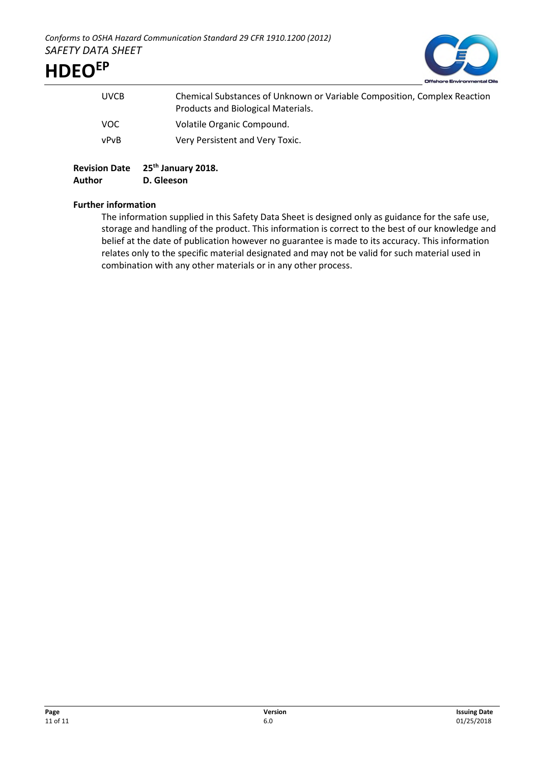| | |
|---|---|
| UVCB | Chemical Substances of Unknown or Variable Composition, Complex Reaction Products and Biological Materials. |
| VOC | Volatile Organic Compound. |
| vPvB | Very Persistent and Very Toxic. |

**Revision Date** **25th January 2018.**
**Author** **D. Gleeson**

**Further information**

The information supplied in this Safety Data Sheet is designed only as guidance for the safe use, storage and handling of the product. This information is correct to the best of our knowledge and belief at the date of publication however no guarantee is made to its accuracy. This information relates only to the specific material designated and may not be valid for such material used in combination with any other materials or in any other process.